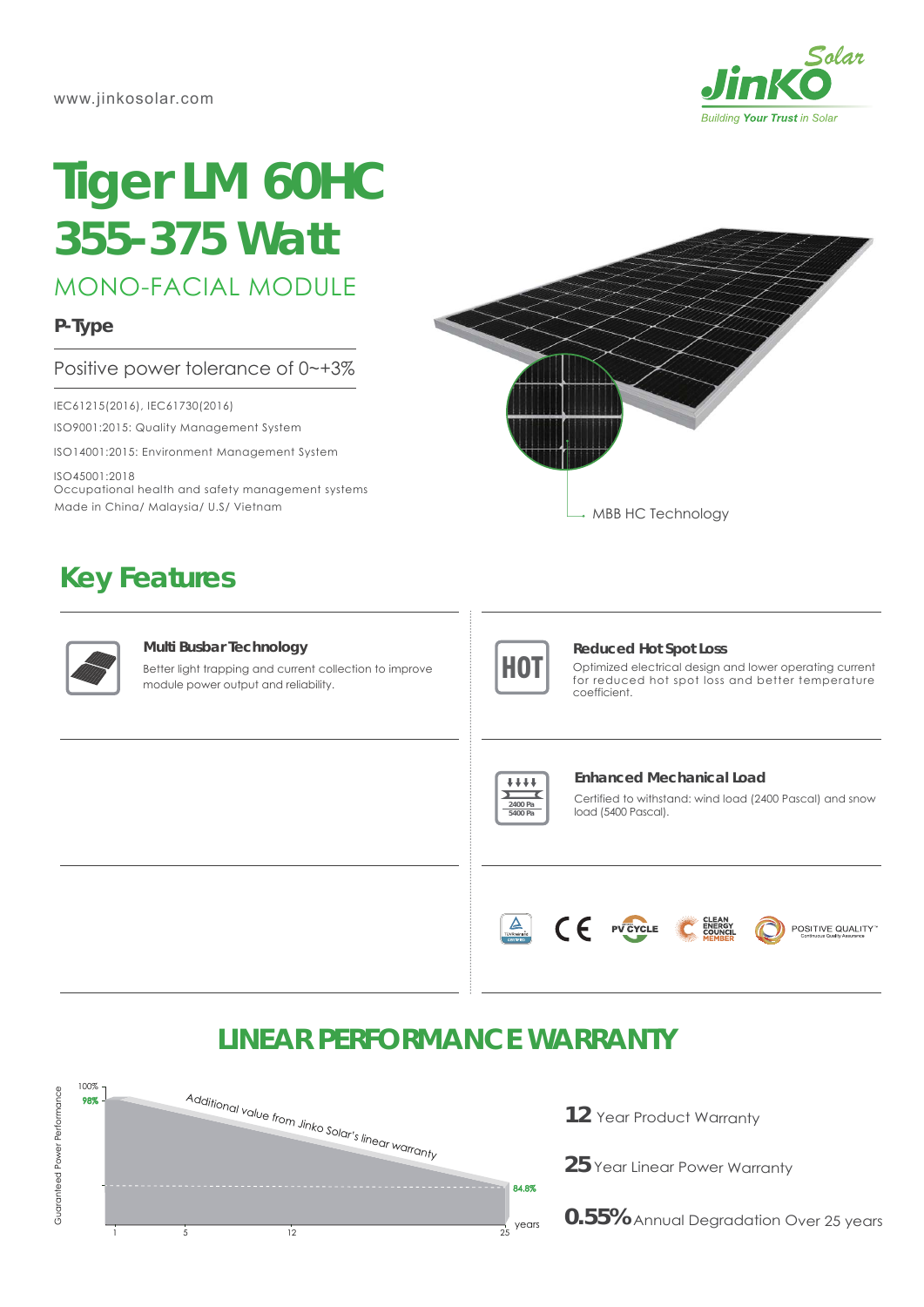www.jinkosolar.com

# Tiger LM 60HC
# 355-375 Watt

## MONO-FACIAL MODULE

**P-Type**

Positive power tolerance of 0~+3%

IEC61215(2016), IEC61730(2016)

ISO9001:2015: Quality Management System

ISO14001:2015: Environment Management System

ISO45001:2018
Occupational health and safety management systems

Made in China/ Malaysia/ U.S/ Vietnam

MBB HC Technology

## Key Features

**Multi Busbar Technology**
Better light trapping and current collection to improve module power output and reliability.

**Reduced Hot Spot Loss**
Optimized electrical design and lower operating current for reduced hot spot loss and better temperature coefficient.

**Enhanced Mechanical Load**
Certified to withstand: wind load (2400 Pascal) and snow load (5400 Pascal).

## LINEAR PERFORMANCE WARRANTY

Guaranteed Power Performance: 100%, 98%, 84.8%; years: 1, 5, 12, 25

*Additional value from Jinko Solar's linear warranty*

**12** Year Product Warranty

**25** Year Linear Power Warranty

**0.55%** Annual Degradation Over 25 years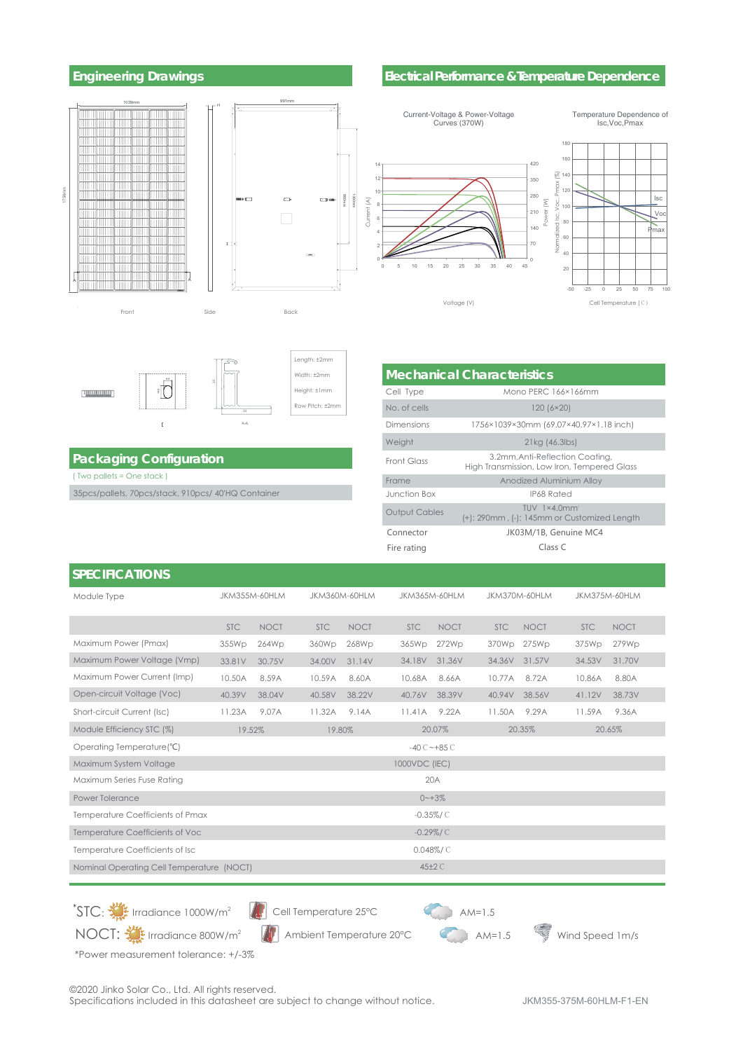## Engineering Drawings

1039mm

991mm

1756mm

Front

Side

Back

A-A

Length: ±2mm

Width: ±2mm

Height: ±1mm

Row Pitch: ±2mm

## Electrical Performance & Temperature Dependence

Current-Voltage & Power-Voltage Curves (370W)

Current (A)

Power (W)

Voltage (V)

0 5 10 15 20 25 30 35 40 45

0 2 4 6 8 10 12 14

0 70 140 210 280 350 420

Temperature Dependence of Isc,Voc,Pmax

Normalized Isc, Voc, Pmax (%)

Cell Temperature (℃)

-50 -25 0 25 50 75 100

20 40 60 80 100 120 140 160 180

Isc

Voc

Pmax

## Packaging Configuration

( Two pallets = One stack )

35pcs/pallets, 70pcs/stack, 910pcs/ 40'HQ Container

## Mechanical Characteristics

| | |
|---|---|
| Cell Type | Mono PERC 166×166mm |
| No. of cells | 120 (6×20) |
| Dimensions | 1756×1039×30mm (69.07×40.97×1.18 inch) |
| Weight | 21kg (46.3lbs) |
| Front Glass | 3.2mm,Anti-Reflection Coating, High Transmission, Low Iron, Tempered Glass |
| Frame | Anodized Aluminium Alloy |
| Junction Box | IP68 Rated |
| Output Cables | TUV 1×4.0mm² (+): 290mm , (-): 145mm or Customized Length |
| Connector | JK03M/1B, Genuine MC4 |
| Fire rating | Class C |

## SPECIFICATIONS

| Module Type | JKM355M-60HLM | | JKM360M-60HLM | | JKM365M-60HLM | | JKM370M-60HLM | | JKM375M-60HLM | |
|---|---|---|---|---|---|---|---|---|---|---|
| | STC | NOCT | STC | NOCT | STC | NOCT | STC | NOCT | STC | NOCT |
| Maximum Power (Pmax) | 355Wp | 264Wp | 360Wp | 268Wp | 365Wp | 272Wp | 370Wp | 275Wp | 375Wp | 279Wp |
| Maximum Power Voltage (Vmp) | 33.81V | 30.75V | 34.00V | 31.14V | 34.18V | 31.36V | 34.36V | 31.57V | 34.53V | 31.70V |
| Maximum Power Current (Imp) | 10.50A | 8.59A | 10.59A | 8.60A | 10.68A | 8.66A | 10.77A | 8.72A | 10.86A | 8.80A |
| Open-circuit Voltage (Voc) | 40.39V | 38.04V | 40.58V | 38.22V | 40.76V | 38.39V | 40.94V | 38.56V | 41.12V | 38.73V |
| Short-circuit Current (Isc) | 11.23A | 9.07A | 11.32A | 9.14A | 11.41A | 9.22A | 11.50A | 9.29A | 11.59A | 9.36A |
| Module Efficiency STC (%) | 19.52% | | 19.80% | | 20.07% | | 20.35% | | 20.65% | |
| Operating Temperature(℃) | -40℃~+85℃ | | | | | | | | | |
| Maximum System Voltage | 1000VDC (IEC) | | | | | | | | | |
| Maximum Series Fuse Rating | 20A | | | | | | | | | |
| Power Tolerance | 0~+3% | | | | | | | | | |
| Temperature Coefficients of Pmax | -0.35%/℃ | | | | | | | | | |
| Temperature Coefficients of Voc | -0.29%/℃ | | | | | | | | | |
| Temperature Coefficients of Isc | 0.048%/℃ | | | | | | | | | |
| Nominal Operating Cell Temperature (NOCT) | 45±2℃ | | | | | | | | | |

*STC: Irradiance 1000W/m² Cell Temperature 25°C AM=1.5

NOCT: Irradiance 800W/m² Ambient Temperature 20°C AM=1.5 Wind Speed 1m/s

*Power measurement tolerance: +/-3%

©2020 Jinko Solar Co., Ltd. All rights reserved.
Specifications included in this datasheet are subject to change without notice.

JKM355-375M-60HLM-F1-EN